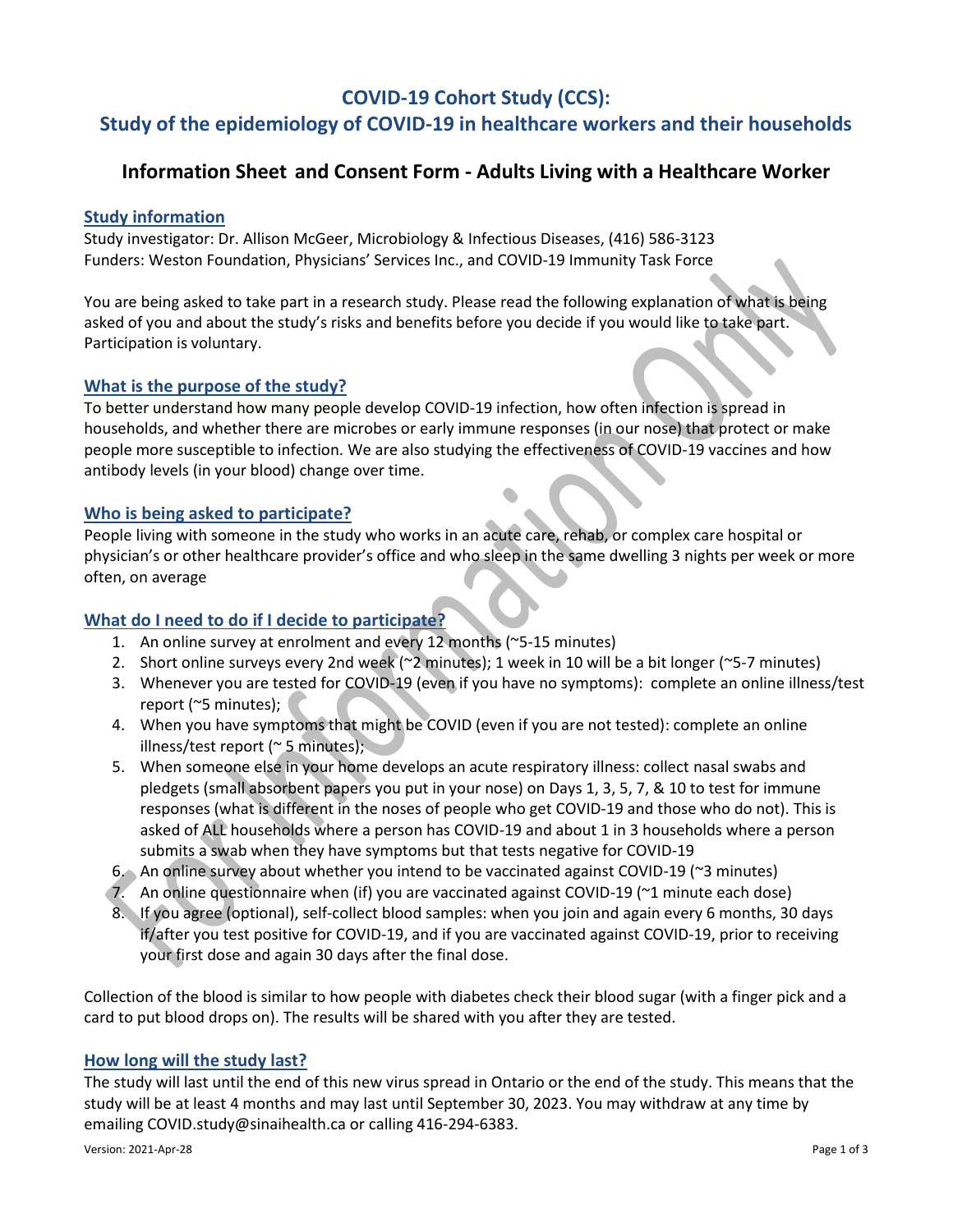# COVID-19 Cohort Study (CCS):

# Study of the epidemiology of COVID-19 in healthcare workers and their households

## Information Sheet and Consent Form - Adults Living with a Healthcare Worker

### Study information

Study investigator: Dr. Allison McGeer, Microbiology & Infectious Diseases, (416) 586-3123
Funders: Weston Foundation, Physicians' Services Inc., and COVID-19 Immunity Task Force

You are being asked to take part in a research study. Please read the following explanation of what is being asked of you and about the study's risks and benefits before you decide if you would like to take part. Participation is voluntary.

### What is the purpose of the study?

To better understand how many people develop COVID-19 infection, how often infection is spread in households, and whether there are microbes or early immune responses (in our nose) that protect or make people more susceptible to infection. We are also studying the effectiveness of COVID-19 vaccines and how antibody levels (in your blood) change over time.

### Who is being asked to participate?

People living with someone in the study who works in an acute care, rehab, or complex care hospital or physician's or other healthcare provider's office and who sleep in the same dwelling 3 nights per week or more often, on average

### What do I need to do if I decide to participate?

1. An online survey at enrolment and every 12 months (~5-15 minutes)
2. Short online surveys every 2nd week (~2 minutes); 1 week in 10 will be a bit longer (~5-7 minutes)
3. Whenever you are tested for COVID-19 (even if you have no symptoms): complete an online illness/test report (~5 minutes);
4. When you have symptoms that might be COVID (even if you are not tested): complete an online illness/test report (~ 5 minutes);
5. When someone else in your home develops an acute respiratory illness: collect nasal swabs and pledgets (small absorbent papers you put in your nose) on Days 1, 3, 5, 7, & 10 to test for immune responses (what is different in the noses of people who get COVID-19 and those who do not). This is asked of ALL households where a person has COVID-19 and about 1 in 3 households where a person submits a swab when they have symptoms but that tests negative for COVID-19
6. An online survey about whether you intend to be vaccinated against COVID-19 (~3 minutes)
7. An online questionnaire when (if) you are vaccinated against COVID-19 (~1 minute each dose)
8. If you agree (optional), self-collect blood samples: when you join and again every 6 months, 30 days if/after you test positive for COVID-19, and if you are vaccinated against COVID-19, prior to receiving your first dose and again 30 days after the final dose.

Collection of the blood is similar to how people with diabetes check their blood sugar (with a finger pick and a card to put blood drops on). The results will be shared with you after they are tested.

### How long will the study last?

The study will last until the end of this new virus spread in Ontario or the end of the study. This means that the study will be at least 4 months and may last until September 30, 2023. You may withdraw at any time by emailing COVID.study@sinaihealth.ca or calling 416-294-6383.

Version: 2021-Apr-28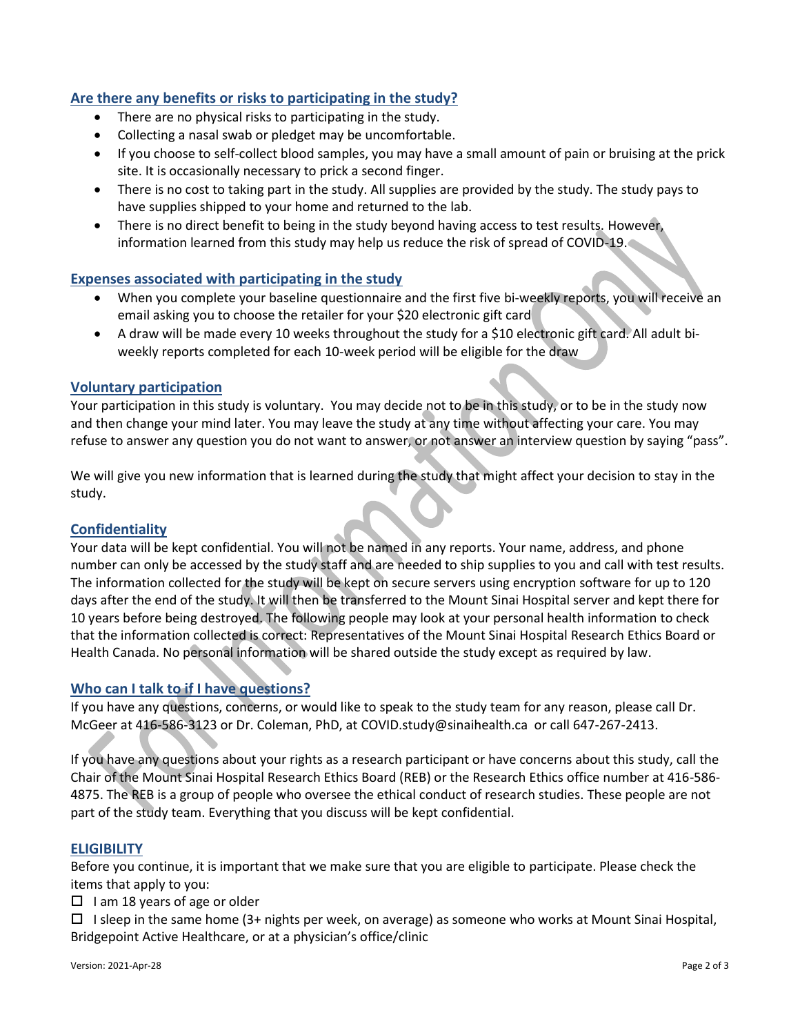## Are there any benefits or risks to participating in the study?

- There are no physical risks to participating in the study.
- Collecting a nasal swab or pledget may be uncomfortable.
- If you choose to self-collect blood samples, you may have a small amount of pain or bruising at the prick site. It is occasionally necessary to prick a second finger.
- There is no cost to taking part in the study. All supplies are provided by the study. The study pays to have supplies shipped to your home and returned to the lab.
- There is no direct benefit to being in the study beyond having access to test results. However, information learned from this study may help us reduce the risk of spread of COVID-19.

## Expenses associated with participating in the study

- When you complete your baseline questionnaire and the first five bi-weekly reports, you will receive an email asking you to choose the retailer for your $20 electronic gift card
- A draw will be made every 10 weeks throughout the study for a $10 electronic gift card. All adult bi-weekly reports completed for each 10-week period will be eligible for the draw

## Voluntary participation

Your participation in this study is voluntary. You may decide not to be in this study, or to be in the study now and then change your mind later. You may leave the study at any time without affecting your care. You may refuse to answer any question you do not want to answer, or not answer an interview question by saying "pass".

We will give you new information that is learned during the study that might affect your decision to stay in the study.

## Confidentiality

Your data will be kept confidential. You will not be named in any reports. Your name, address, and phone number can only be accessed by the study staff and are needed to ship supplies to you and call with test results. The information collected for the study will be kept on secure servers using encryption software for up to 120 days after the end of the study. It will then be transferred to the Mount Sinai Hospital server and kept there for 10 years before being destroyed. The following people may look at your personal health information to check that the information collected is correct: Representatives of the Mount Sinai Hospital Research Ethics Board or Health Canada. No personal information will be shared outside the study except as required by law.

## Who can I talk to if I have questions?

If you have any questions, concerns, or would like to speak to the study team for any reason, please call Dr. McGeer at 416-586-3123 or Dr. Coleman, PhD, at COVID.study@sinaihealth.ca or call 647-267-2413.

If you have any questions about your rights as a research participant or have concerns about this study, call the Chair of the Mount Sinai Hospital Research Ethics Board (REB) or the Research Ethics office number at 416-586-4875. The REB is a group of people who oversee the ethical conduct of research studies. These people are not part of the study team. Everything that you discuss will be kept confidential.

## ELIGIBILITY

Before you continue, it is important that we make sure that you are eligible to participate. Please check the items that apply to you:

☐ I am 18 years of age or older

☐ I sleep in the same home (3+ nights per week, on average) as someone who works at Mount Sinai Hospital, Bridgepoint Active Healthcare, or at a physician's office/clinic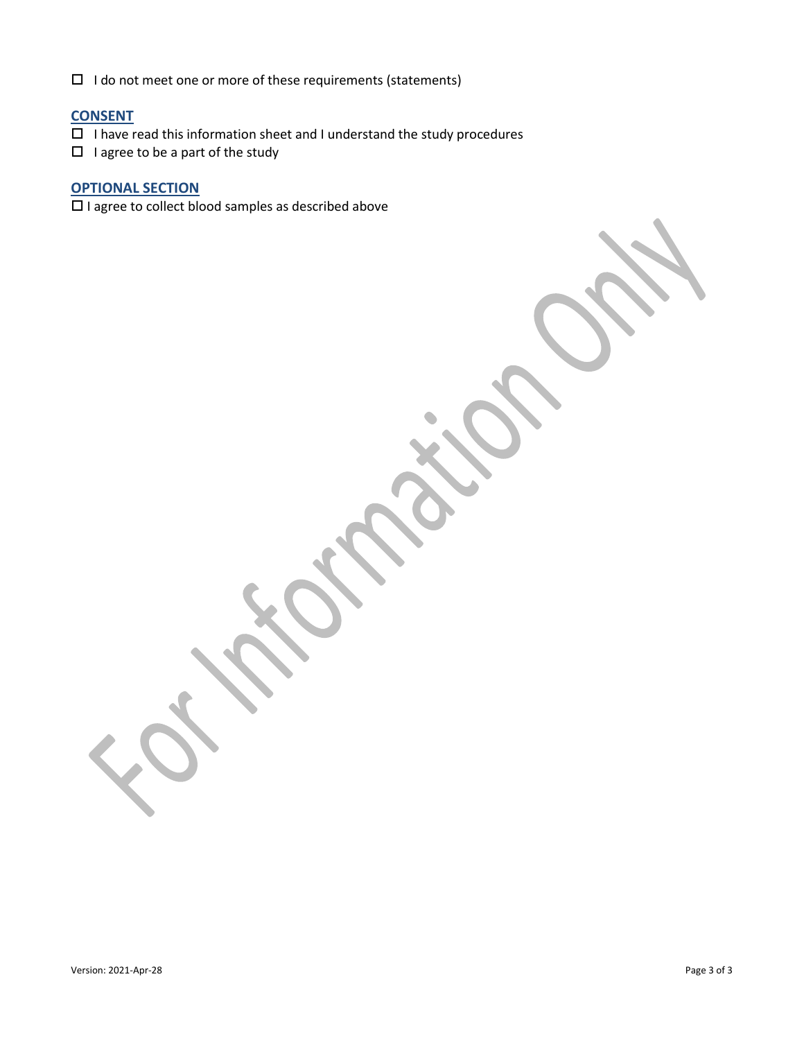☐ I do not meet one or more of these requirements (statements)

## CONSENT

☐ I have read this information sheet and I understand the study procedures

☐ I agree to be a part of the study

## OPTIONAL SECTION

☐ I agree to collect blood samples as described above